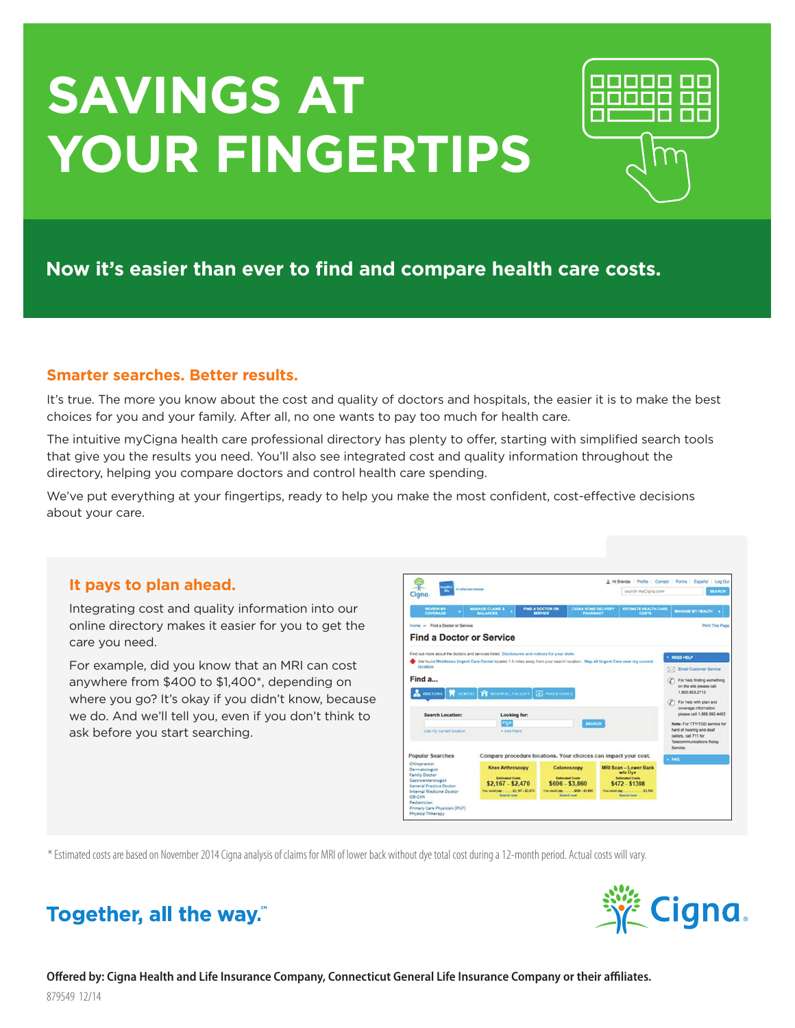# SAVINGS AT YOUR FINGERTIPS

## Now it's easier than ever to find and compare health care costs.

### Smarter searches. Better results.

It's true. The more you know about the cost and quality of doctors and hospitals, the easier it is to make the best choices for you and your family. After all, no one wants to pay too much for health care.

The intuitive myCigna health care professional directory has plenty to offer, starting with simplified search tools that give you the results you need. You'll also see integrated cost and quality information throughout the directory, helping you compare doctors and control health care spending.

We've put everything at your fingertips, ready to help you make the most confident, cost-effective decisions about your care.

### It pays to plan ahead.

Integrating cost and quality information into our online directory makes it easier for you to get the care you need.

For example, did you know that an MRI can cost anywhere from $400 to $1,400*, depending on where you go? It's okay if you didn't know, because we do. And we'll tell you, even if you don't think to ask before you start searching.

\* Estimated costs are based on November 2014 Cigna analysis of claims for MRI of lower back without dye total cost during a 12-month period. Actual costs will vary.

**Together, all the way.**℠

Cigna.

**Offered by: Cigna Health and Life Insurance Company, Connecticut General Life Insurance Company or their affiliates.**

879549 12/14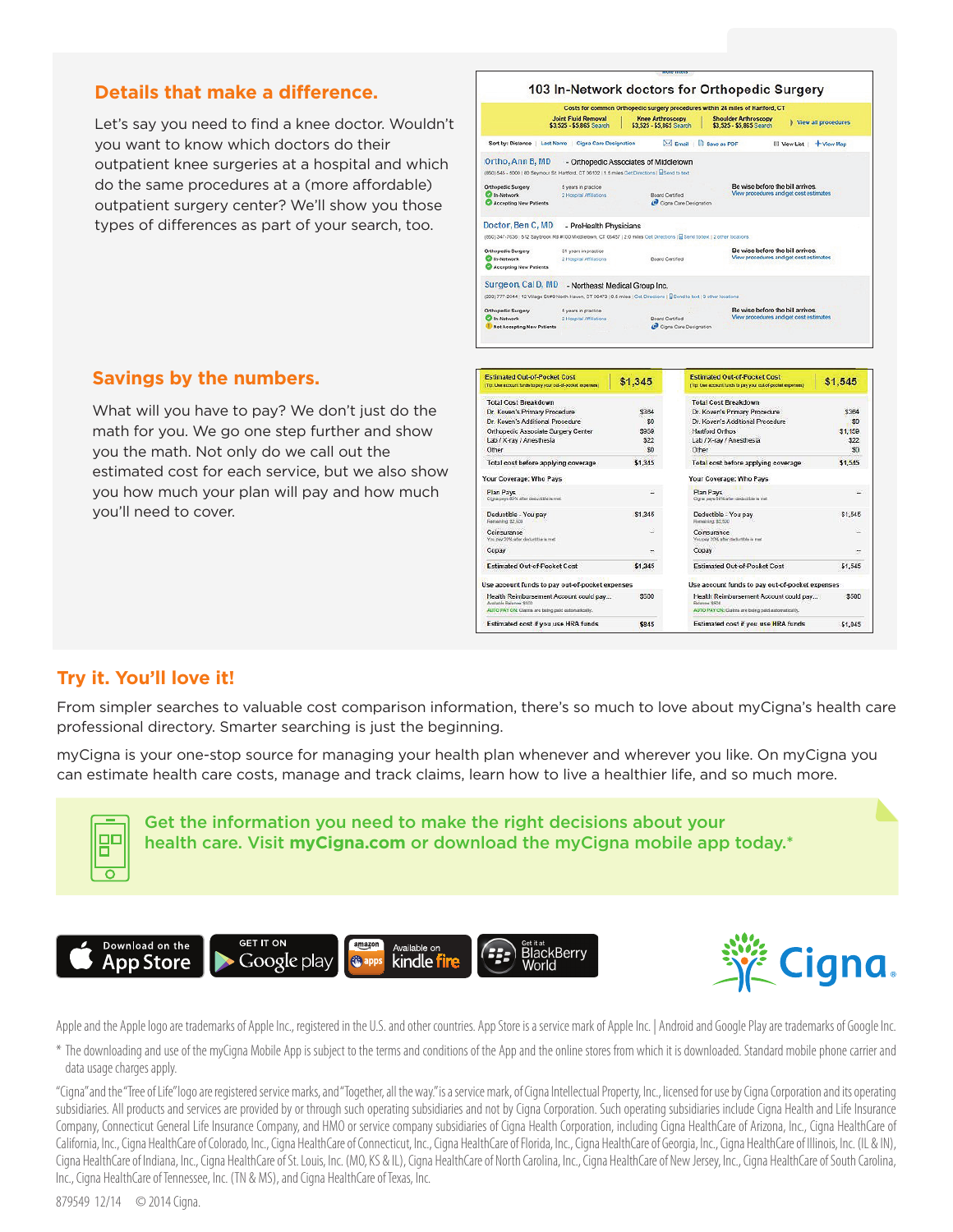## Details that make a difference.

Let's say you need to find a knee doctor. Wouldn't you want to know which doctors do their outpatient knee surgeries at a hospital and which do the same procedures at a (more affordable) outpatient surgery center? We'll show you those types of differences as part of your search, too.

## Savings by the numbers.

What will you have to pay? We don't just do the math for you. We go one step further and show you the math. Not only do we call out the estimated cost for each service, but we also show you how much your plan will pay and how much you'll need to cover.

## Try it. You'll love it!

From simpler searches to valuable cost comparison information, there's so much to love about myCigna's health care professional directory. Smarter searching is just the beginning.

myCigna is your one-stop source for managing your health plan whenever and wherever you like. On myCigna you can estimate health care costs, manage and track claims, learn how to live a healthier life, and so much more.

**Get the information you need to make the right decisions about your health care. Visit myCigna.com or download the myCigna mobile app today.***

Apple and the Apple logo are trademarks of Apple Inc., registered in the U.S. and other countries. App Store is a service mark of Apple Inc. | Android and Google Play are trademarks of Google Inc.

* The downloading and use of the myCigna Mobile App is subject to the terms and conditions of the App and the online stores from which it is downloaded. Standard mobile phone carrier and data usage charges apply.

"Cigna" and the "Tree of Life" logo are registered service marks, and "Together, all the way." is a service mark, of Cigna Intellectual Property, Inc., licensed for use by Cigna Corporation and its operating subsidiaries. All products and services are provided by or through such operating subsidiaries and not by Cigna Corporation. Such operating subsidiaries include Cigna Health and Life Insurance Company, Connecticut General Life Insurance Company, and HMO or service company subsidiaries of Cigna Health Corporation, including Cigna HealthCare of Arizona, Inc., Cigna HealthCare of California, Inc., Cigna HealthCare of Colorado, Inc., Cigna HealthCare of Connecticut, Inc., Cigna HealthCare of Florida, Inc., Cigna HealthCare of Georgia, Inc., Cigna HealthCare of Illinois, Inc. (IL & IN), Cigna HealthCare of Indiana, Inc., Cigna HealthCare of St. Louis, Inc. (MO, KS & IL), Cigna HealthCare of North Carolina, Inc., Cigna HealthCare of New Jersey, Inc., Cigna HealthCare of South Carolina, Inc., Cigna HealthCare of Tennessee, Inc. (TN & MS), and Cigna HealthCare of Texas, Inc.

879549 12/14 © 2014 Cigna.